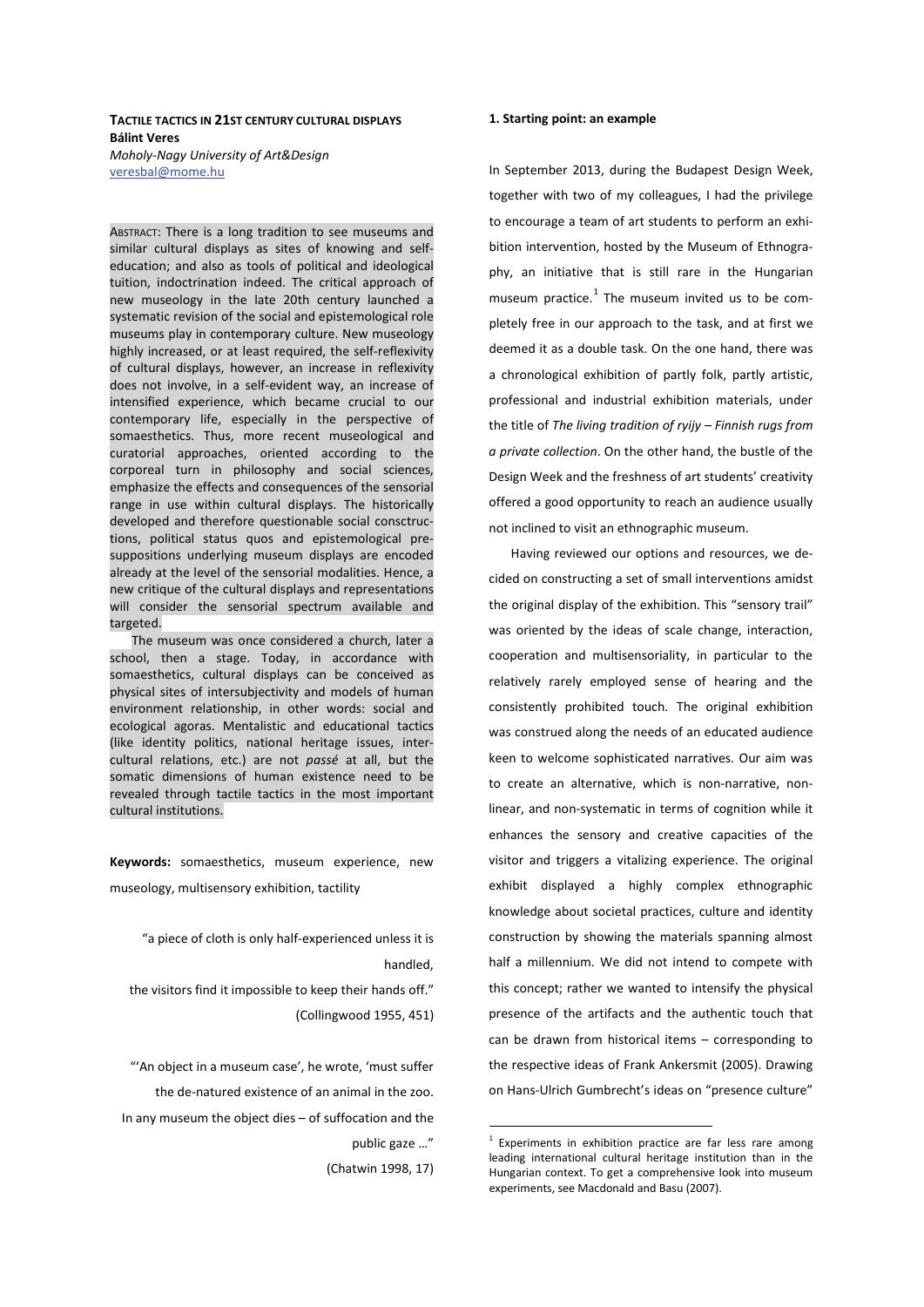**TACTILE TACTICS IN 21ST CENTURY CULTURAL DISPLAYS**
**Bálint Veres**
*Moholy-Nagy University of Art&Design*
veresbal@mome.hu

ABSTRACT: There is a long tradition to see museums and similar cultural displays as sites of knowing and self-education; and also as tools of political and ideological tuition, indoctrination indeed. The critical approach of new museology in the late 20th century launched a systematic revision of the social and epistemological role museums play in contemporary culture. New museology highly increased, or at least required, the self-reflexivity of cultural displays, however, an increase in reflexivity does not involve, in a self-evident way, an increase of intensified experience, which became crucial to our contemporary life, especially in the perspective of somaesthetics. Thus, more recent museological and curatorial approaches, oriented according to the corporeal turn in philosophy and social sciences, emphasize the effects and consequences of the sensorial range in use within cultural displays. The historically developed and therefore questionable social consctructions, political status quos and epistemological presuppositions underlying museum displays are encoded already at the level of the sensorial modalities. Hence, a new critique of the cultural displays and representations will consider the sensorial spectrum available and targeted.

The museum was once considered a church, later a school, then a stage. Today, in accordance with somaesthetics, cultural displays can be conceived as physical sites of intersubjectivity and models of human environment relationship, in other words: social and ecological agoras. Mentalistic and educational tactics (like identity politics, national heritage issues, intercultural relations, etc.) are not *passé* at all, but the somatic dimensions of human existence need to be revealed through tactile tactics in the most important cultural institutions.

**Keywords:** somaesthetics, museum experience, new museology, multisensory exhibition, tactility

> "a piece of cloth is only half-experienced unless it is handled,
> the visitors find it impossible to keep their hands off."
> (Collingwood 1955, 451)

> "'An object in a museum case', he wrote, 'must suffer the de-natured existence of an animal in the zoo.
> In any museum the object dies – of suffocation and the public gaze …"
> (Chatwin 1998, 17)

## 1. Starting point: an example

In September 2013, during the Budapest Design Week, together with two of my colleagues, I had the privilege to encourage a team of art students to perform an exhibition intervention, hosted by the Museum of Ethnography, an initiative that is still rare in the Hungarian museum practice.[1] The museum invited us to be completely free in our approach to the task, and at first we deemed it as a double task. On the one hand, there was a chronological exhibition of partly folk, partly artistic, professional and industrial exhibition materials, under the title of *The living tradition of ryijy – Finnish rugs from a private collection*. On the other hand, the bustle of the Design Week and the freshness of art students' creativity offered a good opportunity to reach an audience usually not inclined to visit an ethnographic museum.

Having reviewed our options and resources, we decided on constructing a set of small interventions amidst the original display of the exhibition. This "sensory trail" was oriented by the ideas of scale change, interaction, cooperation and multisensoriality, in particular to the relatively rarely employed sense of hearing and the consistently prohibited touch. The original exhibition was construed along the needs of an educated audience keen to welcome sophisticated narratives. Our aim was to create an alternative, which is non-narrative, non-linear, and non-systematic in terms of cognition while it enhances the sensory and creative capacities of the visitor and triggers a vitalizing experience. The original exhibit displayed a highly complex ethnographic knowledge about societal practices, culture and identity construction by showing the materials spanning almost half a millennium. We did not intend to compete with this concept; rather we wanted to intensify the physical presence of the artifacts and the authentic touch that can be drawn from historical items – corresponding to the respective ideas of Frank Ankersmit (2005). Drawing on Hans-Ulrich Gumbrecht's ideas on "presence culture"

[1] Experiments in exhibition practice are far less rare among leading international cultural heritage institution than in the Hungarian context. To get a comprehensive look into museum experiments, see Macdonald and Basu (2007).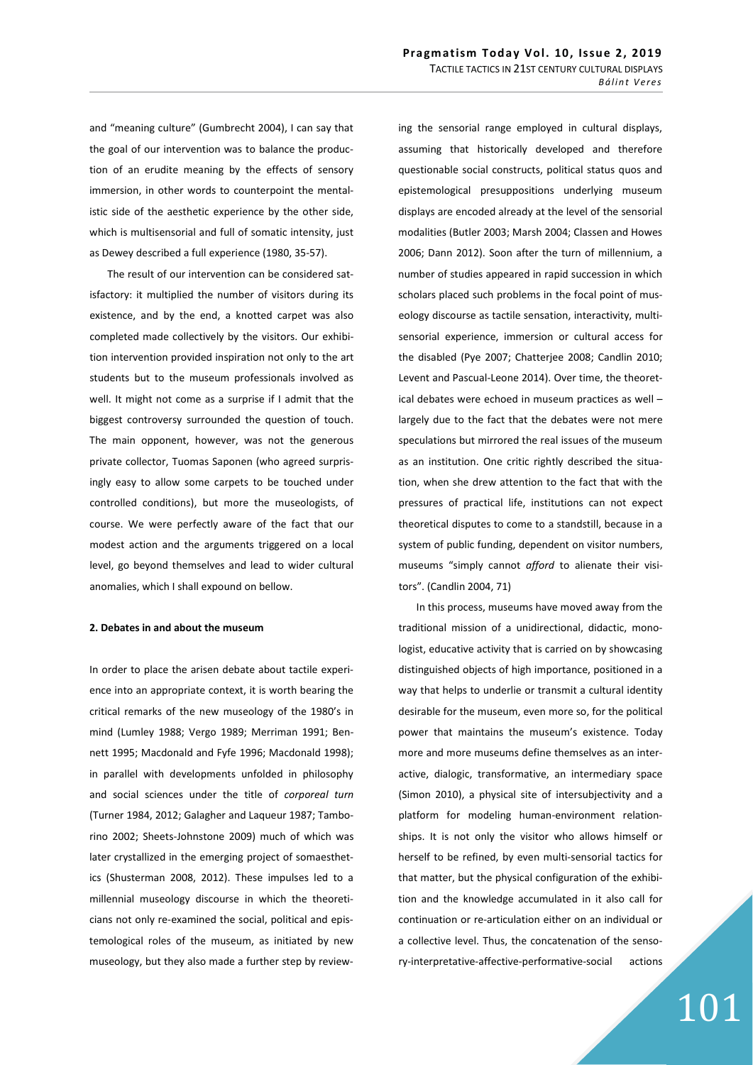and "meaning culture" (Gumbrecht 2004), I can say that the goal of our intervention was to balance the production of an erudite meaning by the effects of sensory immersion, in other words to counterpoint the mentalistic side of the aesthetic experience by the other side, which is multisensorial and full of somatic intensity, just as Dewey described a full experience (1980, 35-57).

The result of our intervention can be considered satisfactory: it multiplied the number of visitors during its existence, and by the end, a knotted carpet was also completed made collectively by the visitors. Our exhibition intervention provided inspiration not only to the art students but to the museum professionals involved as well. It might not come as a surprise if I admit that the biggest controversy surrounded the question of touch. The main opponent, however, was not the generous private collector, Tuomas Saponen (who agreed surprisingly easy to allow some carpets to be touched under controlled conditions), but more the museologists, of course. We were perfectly aware of the fact that our modest action and the arguments triggered on a local level, go beyond themselves and lead to wider cultural anomalies, which I shall expound on bellow.

## 2. Debates in and about the museum

In order to place the arisen debate about tactile experience into an appropriate context, it is worth bearing the critical remarks of the new museology of the 1980's in mind (Lumley 1988; Vergo 1989; Merriman 1991; Bennett 1995; Macdonald and Fyfe 1996; Macdonald 1998); in parallel with developments unfolded in philosophy and social sciences under the title of *corporeal turn* (Turner 1984, 2012; Galagher and Laqueur 1987; Tamborino 2002; Sheets-Johnstone 2009) much of which was later crystallized in the emerging project of somaesthetics (Shusterman 2008, 2012). These impulses led to a millennial museology discourse in which the theoreticians not only re-examined the social, political and epistemological roles of the museum, as initiated by new museology, but they also made a further step by reviewing the sensorial range employed in cultural displays, assuming that historically developed and therefore questionable social constructs, political status quos and epistemological presuppositions underlying museum displays are encoded already at the level of the sensorial modalities (Butler 2003; Marsh 2004; Classen and Howes 2006; Dann 2012). Soon after the turn of millennium, a number of studies appeared in rapid succession in which scholars placed such problems in the focal point of museology discourse as tactile sensation, interactivity, multisensorial experience, immersion or cultural access for the disabled (Pye 2007; Chatterjee 2008; Candlin 2010; Levent and Pascual-Leone 2014). Over time, the theoretical debates were echoed in museum practices as well – largely due to the fact that the debates were not mere speculations but mirrored the real issues of the museum as an institution. One critic rightly described the situation, when she drew attention to the fact that with the pressures of practical life, institutions can not expect theoretical disputes to come to a standstill, because in a system of public funding, dependent on visitor numbers, museums "simply cannot *afford* to alienate their visitors". (Candlin 2004, 71)

In this process, museums have moved away from the traditional mission of a unidirectional, didactic, monologist, educative activity that is carried on by showcasing distinguished objects of high importance, positioned in a way that helps to underlie or transmit a cultural identity desirable for the museum, even more so, for the political power that maintains the museum's existence. Today more and more museums define themselves as an interactive, dialogic, transformative, an intermediary space (Simon 2010), a physical site of intersubjectivity and a platform for modeling human-environment relationships. It is not only the visitor who allows himself or herself to be refined, by even multi-sensorial tactics for that matter, but the physical configuration of the exhibition and the knowledge accumulated in it also call for continuation or re-articulation either on an individual or a collective level. Thus, the concatenation of the sensory-interpretative-affective-performative-social actions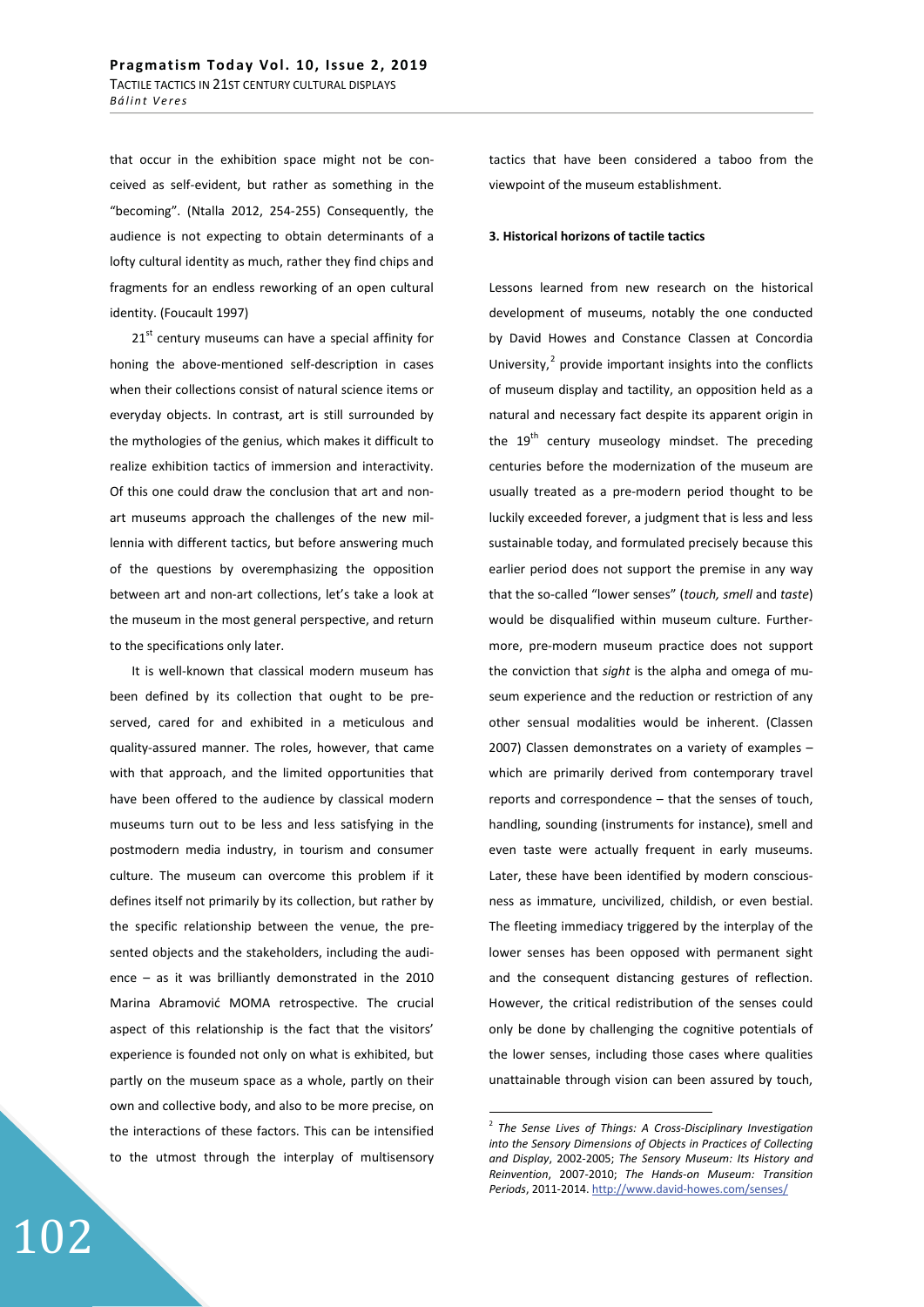that occur in the exhibition space might not be conceived as self-evident, but rather as something in the "becoming". (Ntalla 2012, 254-255) Consequently, the audience is not expecting to obtain determinants of a lofty cultural identity as much, rather they find chips and fragments for an endless reworking of an open cultural identity. (Foucault 1997)

21st century museums can have a special affinity for honing the above-mentioned self-description in cases when their collections consist of natural science items or everyday objects. In contrast, art is still surrounded by the mythologies of the genius, which makes it difficult to realize exhibition tactics of immersion and interactivity. Of this one could draw the conclusion that art and non-art museums approach the challenges of the new millennia with different tactics, but before answering much of the questions by overemphasizing the opposition between art and non-art collections, let's take a look at the museum in the most general perspective, and return to the specifications only later.

It is well-known that classical modern museum has been defined by its collection that ought to be preserved, cared for and exhibited in a meticulous and quality-assured manner. The roles, however, that came with that approach, and the limited opportunities that have been offered to the audience by classical modern museums turn out to be less and less satisfying in the postmodern media industry, in tourism and consumer culture. The museum can overcome this problem if it defines itself not primarily by its collection, but rather by the specific relationship between the venue, the presented objects and the stakeholders, including the audience – as it was brilliantly demonstrated in the 2010 Marina Abramović MOMA retrospective. The crucial aspect of this relationship is the fact that the visitors' experience is founded not only on what is exhibited, but partly on the museum space as a whole, partly on their own and collective body, and also to be more precise, on the interactions of these factors. This can be intensified to the utmost through the interplay of multisensory tactics that have been considered a taboo from the viewpoint of the museum establishment.

### 3. Historical horizons of tactile tactics

Lessons learned from new research on the historical development of museums, notably the one conducted by David Howes and Constance Classen at Concordia University,[2] provide important insights into the conflicts of museum display and tactility, an opposition held as a natural and necessary fact despite its apparent origin in the 19th century museology mindset. The preceding centuries before the modernization of the museum are usually treated as a pre-modern period thought to be luckily exceeded forever, a judgment that is less and less sustainable today, and formulated precisely because this earlier period does not support the premise in any way that the so-called "lower senses" (*touch, smell* and *taste*) would be disqualified within museum culture. Furthermore, pre-modern museum practice does not support the conviction that *sight* is the alpha and omega of museum experience and the reduction or restriction of any other sensual modalities would be inherent. (Classen 2007) Classen demonstrates on a variety of examples – which are primarily derived from contemporary travel reports and correspondence – that the senses of touch, handling, sounding (instruments for instance), smell and even taste were actually frequent in early museums. Later, these have been identified by modern consciousness as immature, uncivilized, childish, or even bestial. The fleeting immediacy triggered by the interplay of the lower senses has been opposed with permanent sight and the consequent distancing gestures of reflection. However, the critical redistribution of the senses could only be done by challenging the cognitive potentials of the lower senses, including those cases where qualities unattainable through vision can been assured by touch,

---

[2] *The Sense Lives of Things: A Cross-Disciplinary Investigation into the Sensory Dimensions of Objects in Practices of Collecting and Display*, 2002-2005; *The Sensory Museum: Its History and Reinvention*, 2007-2010; *The Hands-on Museum: Transition Periods*, 2011-2014. http://www.david-howes.com/senses/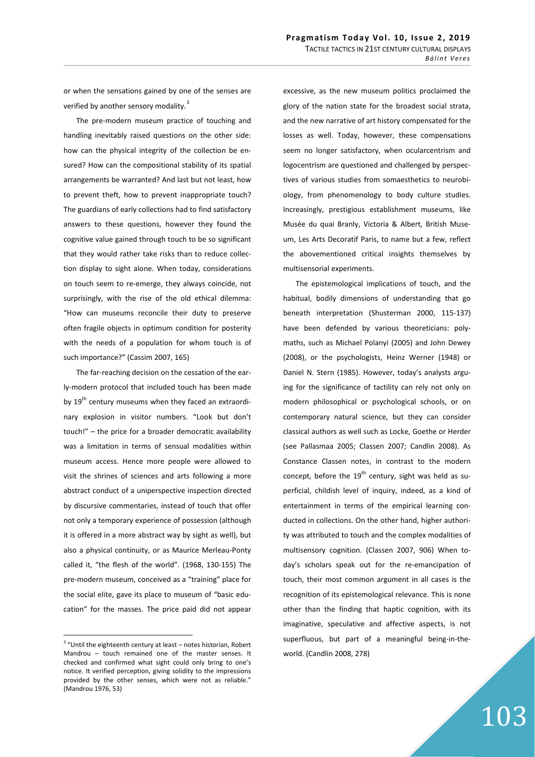or when the sensations gained by one of the senses are verified by another sensory modality.[3]

The pre-modern museum practice of touching and handling inevitably raised questions on the other side: how can the physical integrity of the collection be ensured? How can the compositional stability of its spatial arrangements be warranted? And last but not least, how to prevent theft, how to prevent inappropriate touch? The guardians of early collections had to find satisfactory answers to these questions, however they found the cognitive value gained through touch to be so significant that they would rather take risks than to reduce collection display to sight alone. When today, considerations on touch seem to re-emerge, they always coincide, not surprisingly, with the rise of the old ethical dilemma: "How can museums reconcile their duty to preserve often fragile objects in optimum condition for posterity with the needs of a population for whom touch is of such importance?" (Cassim 2007, 165)

The far-reaching decision on the cessation of the early-modern protocol that included touch has been made by 19th century museums when they faced an extraordinary explosion in visitor numbers. "Look but don't touch!" – the price for a broader democratic availability was a limitation in terms of sensual modalities within museum access. Hence more people were allowed to visit the shrines of sciences and arts following a more abstract conduct of a uniperspective inspection directed by discursive commentaries, instead of touch that offer not only a temporary experience of possession (although it is offered in a more abstract way by sight as well), but also a physical continuity, or as Maurice Merleau-Ponty called it, "the flesh of the world". (1968, 130-155) The pre-modern museum, conceived as a "training" place for the social elite, gave its place to museum of "basic education" for the masses. The price paid did not appear excessive, as the new museum politics proclaimed the glory of the nation state for the broadest social strata, and the new narrative of art history compensated for the losses as well. Today, however, these compensations seem no longer satisfactory, when ocularcentrism and logocentrism are questioned and challenged by perspectives of various studies from somaesthetics to neurobiology, from phenomenology to body culture studies. Increasingly, prestigious establishment museums, like Musée du quai Branly, Victoria & Albert, British Museum, Les Arts Decoratif Paris, to name but a few, reflect the abovementioned critical insights themselves by multisensorial experiments.

The epistemological implications of touch, and the habitual, bodily dimensions of understanding that go beneath interpretation (Shusterman 2000, 115-137) have been defended by various theoreticians: polymaths, such as Michael Polanyi (2005) and John Dewey (2008), or the psychologists, Heinz Werner (1948) or Daniel N. Stern (1985). However, today's analysts arguing for the significance of tactility can rely not only on modern philosophical or psychological schools, or on contemporary natural science, but they can consider classical authors as well such as Locke, Goethe or Herder (see Pallasmaa 2005; Classen 2007; Candlin 2008). As Constance Classen notes, in contrast to the modern concept, before the 19th century, sight was held as superficial, childish level of inquiry, indeed, as a kind of entertainment in terms of the empirical learning conducted in collections. On the other hand, higher authority was attributed to touch and the complex modalities of multisensory cognition. (Classen 2007, 906) When today's scholars speak out for the re-emancipation of touch, their most common argument in all cases is the recognition of its epistemological relevance. This is none other than the finding that haptic cognition, with its imaginative, speculative and affective aspects, is not superfluous, but part of a meaningful being-in-the-world. (Candlin 2008, 278)

---

[3] "Until the eighteenth century at least – notes historian, Robert Mandrou – touch remained one of the master senses. It checked and confirmed what sight could only bring to one's notice. It verified perception, giving solidity to the impressions provided by the other senses, which were not as reliable." (Mandrou 1976, 53)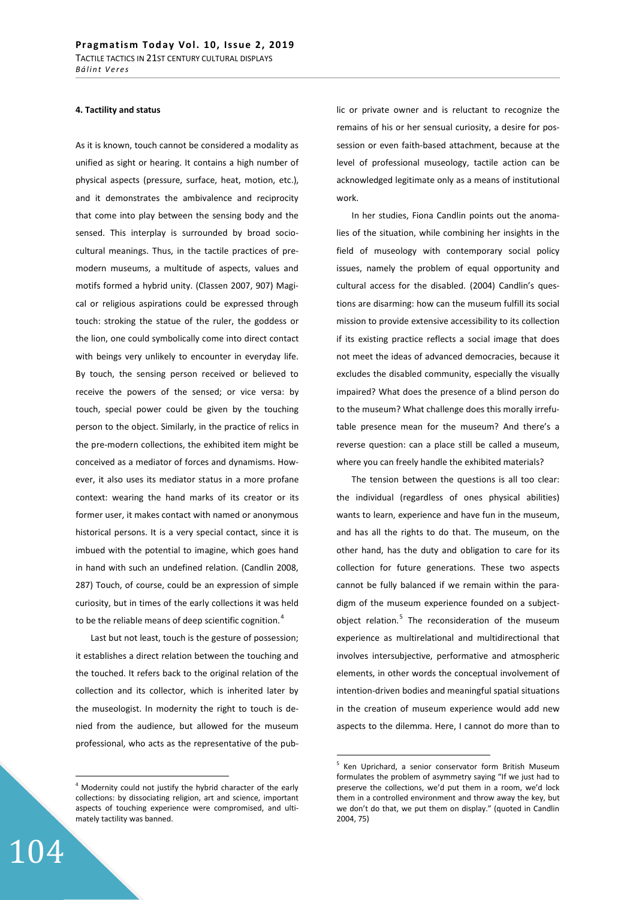#### 4. Tactility and status

As it is known, touch cannot be considered a modality as unified as sight or hearing. It contains a high number of physical aspects (pressure, surface, heat, motion, etc.), and it demonstrates the ambivalence and reciprocity that come into play between the sensing body and the sensed. This interplay is surrounded by broad socio-cultural meanings. Thus, in the tactile practices of pre-modern museums, a multitude of aspects, values and motifs formed a hybrid unity. (Classen 2007, 907) Magical or religious aspirations could be expressed through touch: stroking the statue of the ruler, the goddess or the lion, one could symbolically come into direct contact with beings very unlikely to encounter in everyday life. By touch, the sensing person received or believed to receive the powers of the sensed; or vice versa: by touch, special power could be given by the touching person to the object. Similarly, in the practice of relics in the pre-modern collections, the exhibited item might be conceived as a mediator of forces and dynamisms. However, it also uses its mediator status in a more profane context: wearing the hand marks of its creator or its former user, it makes contact with named or anonymous historical persons. It is a very special contact, since it is imbued with the potential to imagine, which goes hand in hand with such an undefined relation. (Candlin 2008, 287) Touch, of course, could be an expression of simple curiosity, but in times of the early collections it was held to be the reliable means of deep scientific cognition.[4]

Last but not least, touch is the gesture of possession; it establishes a direct relation between the touching and the touched. It refers back to the original relation of the collection and its collector, which is inherited later by the museologist. In modernity the right to touch is denied from the audience, but allowed for the museum professional, who acts as the representative of the public or private owner and is reluctant to recognize the remains of his or her sensual curiosity, a desire for possession or even faith-based attachment, because at the level of professional museology, tactile action can be acknowledged legitimate only as a means of institutional work.

In her studies, Fiona Candlin points out the anomalies of the situation, while combining her insights in the field of museology with contemporary social policy issues, namely the problem of equal opportunity and cultural access for the disabled. (2004) Candlin's questions are disarming: how can the museum fulfill its social mission to provide extensive accessibility to its collection if its existing practice reflects a social image that does not meet the ideas of advanced democracies, because it excludes the disabled community, especially the visually impaired? What does the presence of a blind person do to the museum? What challenge does this morally irrefutable presence mean for the museum? And there's a reverse question: can a place still be called a museum, where you can freely handle the exhibited materials?

The tension between the questions is all too clear: the individual (regardless of ones physical abilities) wants to learn, experience and have fun in the museum, and has all the rights to do that. The museum, on the other hand, has the duty and obligation to care for its collection for future generations. These two aspects cannot be fully balanced if we remain within the paradigm of the museum experience founded on a subject-object relation.[5] The reconsideration of the museum experience as multirelational and multidirectional that involves intersubjective, performative and atmospheric elements, in other words the conceptual involvement of intention-driven bodies and meaningful spatial situations in the creation of museum experience would add new aspects to the dilemma. Here, I cannot do more than to

---

[4] Modernity could not justify the hybrid character of the early collections: by dissociating religion, art and science, important aspects of touching experience were compromised, and ultimately tactility was banned.

[5] Ken Uprichard, a senior conservator form British Museum formulates the problem of asymmetry saying "If we just had to preserve the collections, we'd put them in a room, we'd lock them in a controlled environment and throw away the key, but we don't do that, we put them on display." (quoted in Candlin 2004, 75)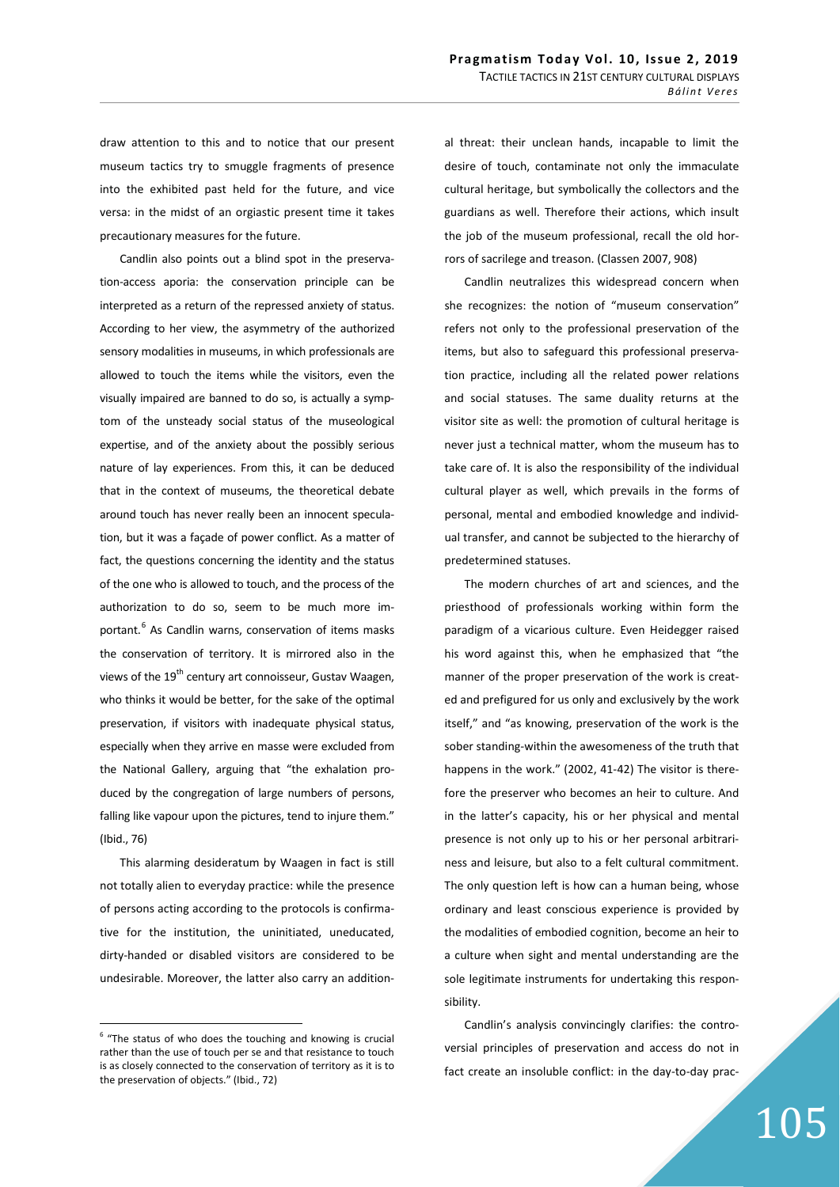draw attention to this and to notice that our present museum tactics try to smuggle fragments of presence into the exhibited past held for the future, and vice versa: in the midst of an orgiastic present time it takes precautionary measures for the future.

Candlin also points out a blind spot in the preservation-access aporia: the conservation principle can be interpreted as a return of the repressed anxiety of status. According to her view, the asymmetry of the authorized sensory modalities in museums, in which professionals are allowed to touch the items while the visitors, even the visually impaired are banned to do so, is actually a symptom of the unsteady social status of the museological expertise, and of the anxiety about the possibly serious nature of lay experiences. From this, it can be deduced that in the context of museums, the theoretical debate around touch has never really been an innocent speculation, but it was a façade of power conflict. As a matter of fact, the questions concerning the identity and the status of the one who is allowed to touch, and the process of the authorization to do so, seem to be much more important.[6] As Candlin warns, conservation of items masks the conservation of territory. It is mirrored also in the views of the 19th century art connoisseur, Gustav Waagen, who thinks it would be better, for the sake of the optimal preservation, if visitors with inadequate physical status, especially when they arrive en masse were excluded from the National Gallery, arguing that "the exhalation produced by the congregation of large numbers of persons, falling like vapour upon the pictures, tend to injure them." (Ibid., 76)

This alarming desideratum by Waagen in fact is still not totally alien to everyday practice: while the presence of persons acting according to the protocols is confirmative for the institution, the uninitiated, uneducated, dirty-handed or disabled visitors are considered to be undesirable. Moreover, the latter also carry an additional threat: their unclean hands, incapable to limit the desire of touch, contaminate not only the immaculate cultural heritage, but symbolically the collectors and the guardians as well. Therefore their actions, which insult the job of the museum professional, recall the old horrors of sacrilege and treason. (Classen 2007, 908)

Candlin neutralizes this widespread concern when she recognizes: the notion of "museum conservation" refers not only to the professional preservation of the items, but also to safeguard this professional preservation practice, including all the related power relations and social statuses. The same duality returns at the visitor site as well: the promotion of cultural heritage is never just a technical matter, whom the museum has to take care of. It is also the responsibility of the individual cultural player as well, which prevails in the forms of personal, mental and embodied knowledge and individual transfer, and cannot be subjected to the hierarchy of predetermined statuses.

The modern churches of art and sciences, and the priesthood of professionals working within form the paradigm of a vicarious culture. Even Heidegger raised his word against this, when he emphasized that "the manner of the proper preservation of the work is created and prefigured for us only and exclusively by the work itself," and "as knowing, preservation of the work is the sober standing-within the awesomeness of the truth that happens in the work." (2002, 41-42) The visitor is therefore the preserver who becomes an heir to culture. And in the latter's capacity, his or her physical and mental presence is not only up to his or her personal arbitrariness and leisure, but also to a felt cultural commitment. The only question left is how can a human being, whose ordinary and least conscious experience is provided by the modalities of embodied cognition, become an heir to a culture when sight and mental understanding are the sole legitimate instruments for undertaking this responsibility.

Candlin's analysis convincingly clarifies: the controversial principles of preservation and access do not in fact create an insoluble conflict: in the day-to-day prac-

[6] "The status of who does the touching and knowing is crucial rather than the use of touch per se and that resistance to touch is as closely connected to the conservation of territory as it is to the preservation of objects." (Ibid., 72)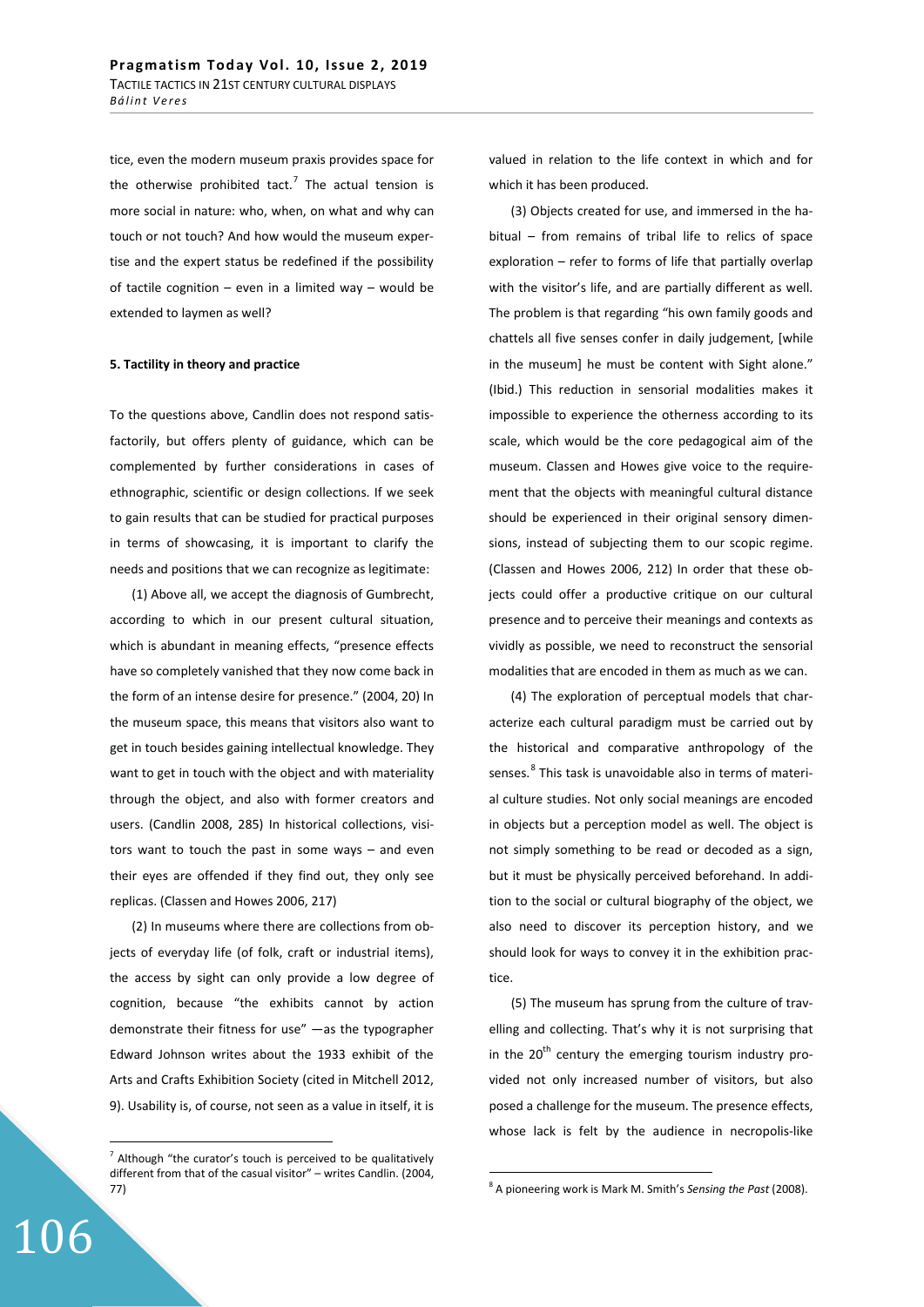tice, even the modern museum praxis provides space for the otherwise prohibited tact.[7] The actual tension is more social in nature: who, when, on what and why can touch or not touch? And how would the museum expertise and the expert status be redefined if the possibility of tactile cognition – even in a limited way – would be extended to laymen as well?

**5. Tactility in theory and practice**

To the questions above, Candlin does not respond satisfactorily, but offers plenty of guidance, which can be complemented by further considerations in cases of ethnographic, scientific or design collections. If we seek to gain results that can be studied for practical purposes in terms of showcasing, it is important to clarify the needs and positions that we can recognize as legitimate:

(1) Above all, we accept the diagnosis of Gumbrecht, according to which in our present cultural situation, which is abundant in meaning effects, "presence effects have so completely vanished that they now come back in the form of an intense desire for presence." (2004, 20) In the museum space, this means that visitors also want to get in touch besides gaining intellectual knowledge. They want to get in touch with the object and with materiality through the object, and also with former creators and users. (Candlin 2008, 285) In historical collections, visitors want to touch the past in some ways – and even their eyes are offended if they find out, they only see replicas. (Classen and Howes 2006, 217)

(2) In museums where there are collections from objects of everyday life (of folk, craft or industrial items), the access by sight can only provide a low degree of cognition, because "the exhibits cannot by action demonstrate their fitness for use" —as the typographer Edward Johnson writes about the 1933 exhibit of the Arts and Crafts Exhibition Society (cited in Mitchell 2012, 9). Usability is, of course, not seen as a value in itself, it is valued in relation to the life context in which and for which it has been produced.

(3) Objects created for use, and immersed in the habitual – from remains of tribal life to relics of space exploration – refer to forms of life that partially overlap with the visitor's life, and are partially different as well. The problem is that regarding "his own family goods and chattels all five senses confer in daily judgement, [while in the museum] he must be content with Sight alone." (Ibid.) This reduction in sensorial modalities makes it impossible to experience the otherness according to its scale, which would be the core pedagogical aim of the museum. Classen and Howes give voice to the requirement that the objects with meaningful cultural distance should be experienced in their original sensory dimensions, instead of subjecting them to our scopic regime. (Classen and Howes 2006, 212) In order that these objects could offer a productive critique on our cultural presence and to perceive their meanings and contexts as vividly as possible, we need to reconstruct the sensorial modalities that are encoded in them as much as we can.

(4) The exploration of perceptual models that characterize each cultural paradigm must be carried out by the historical and comparative anthropology of the senses.[8] This task is unavoidable also in terms of material culture studies. Not only social meanings are encoded in objects but a perception model as well. The object is not simply something to be read or decoded as a sign, but it must be physically perceived beforehand. In addition to the social or cultural biography of the object, we also need to discover its perception history, and we should look for ways to convey it in the exhibition practice.

(5) The museum has sprung from the culture of travelling and collecting. That's why it is not surprising that in the 20th century the emerging tourism industry provided not only increased number of visitors, but also posed a challenge for the museum. The presence effects, whose lack is felt by the audience in necropolis-like

[7] Although "the curator's touch is perceived to be qualitatively different from that of the casual visitor" – writes Candlin. (2004, 77)

[8] A pioneering work is Mark M. Smith's *Sensing the Past* (2008).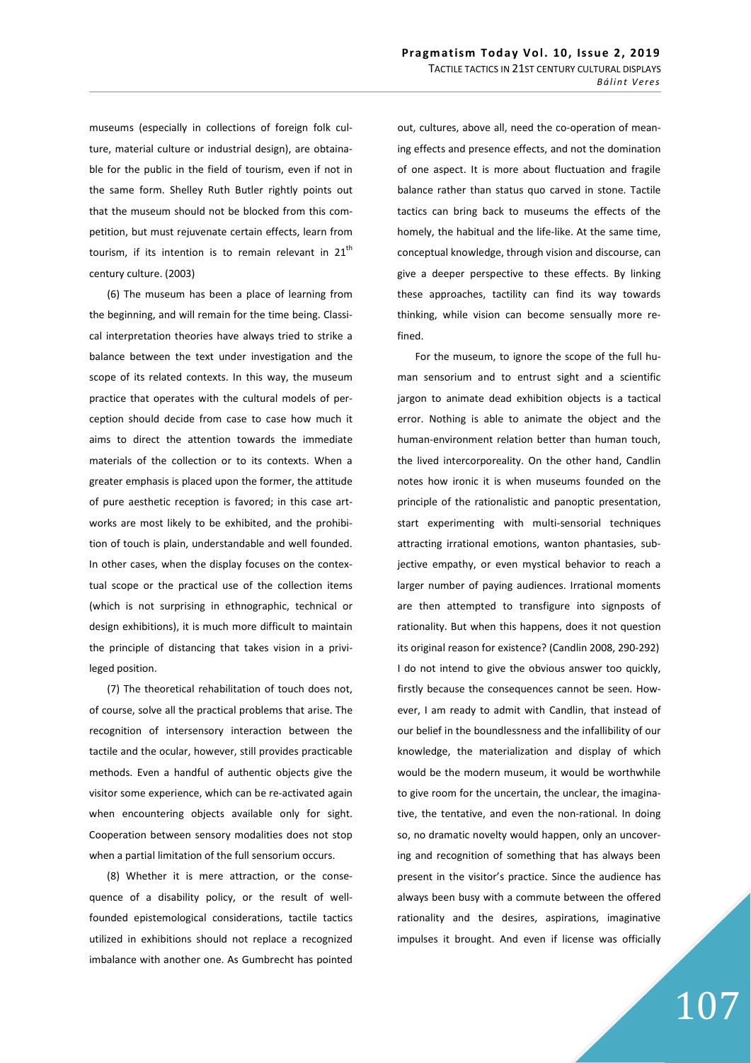museums (especially in collections of foreign folk culture, material culture or industrial design), are obtainable for the public in the field of tourism, even if not in the same form. Shelley Ruth Butler rightly points out that the museum should not be blocked from this competition, but must rejuvenate certain effects, learn from tourism, if its intention is to remain relevant in 21$^{th}$ century culture. (2003)

(6) The museum has been a place of learning from the beginning, and will remain for the time being. Classical interpretation theories have always tried to strike a balance between the text under investigation and the scope of its related contexts. In this way, the museum practice that operates with the cultural models of perception should decide from case to case how much it aims to direct the attention towards the immediate materials of the collection or to its contexts. When a greater emphasis is placed upon the former, the attitude of pure aesthetic reception is favored; in this case artworks are most likely to be exhibited, and the prohibition of touch is plain, understandable and well founded. In other cases, when the display focuses on the contextual scope or the practical use of the collection items (which is not surprising in ethnographic, technical or design exhibitions), it is much more difficult to maintain the principle of distancing that takes vision in a privileged position.

(7) The theoretical rehabilitation of touch does not, of course, solve all the practical problems that arise. The recognition of intersensory interaction between the tactile and the ocular, however, still provides practicable methods. Even a handful of authentic objects give the visitor some experience, which can be re-activated again when encountering objects available only for sight. Cooperation between sensory modalities does not stop when a partial limitation of the full sensorium occurs.

(8) Whether it is mere attraction, or the consequence of a disability policy, or the result of well-founded epistemological considerations, tactile tactics utilized in exhibitions should not replace a recognized imbalance with another one. As Gumbrecht has pointed out, cultures, above all, need the co-operation of meaning effects and presence effects, and not the domination of one aspect. It is more about fluctuation and fragile balance rather than status quo carved in stone. Tactile tactics can bring back to museums the effects of the homely, the habitual and the life-like. At the same time, conceptual knowledge, through vision and discourse, can give a deeper perspective to these effects. By linking these approaches, tactility can find its way towards thinking, while vision can become sensually more refined.

For the museum, to ignore the scope of the full human sensorium and to entrust sight and a scientific jargon to animate dead exhibition objects is a tactical error. Nothing is able to animate the object and the human-environment relation better than human touch, the lived intercorporeality. On the other hand, Candlin notes how ironic it is when museums founded on the principle of the rationalistic and panoptic presentation, start experimenting with multi-sensorial techniques attracting irrational emotions, wanton phantasies, subjective empathy, or even mystical behavior to reach a larger number of paying audiences. Irrational moments are then attempted to transfigure into signposts of rationality. But when this happens, does it not question its original reason for existence? (Candlin 2008, 290-292) I do not intend to give the obvious answer too quickly, firstly because the consequences cannot be seen. However, I am ready to admit with Candlin, that instead of our belief in the boundlessness and the infallibility of our knowledge, the materialization and display of which would be the modern museum, it would be worthwhile to give room for the uncertain, the unclear, the imaginative, the tentative, and even the non-rational. In doing so, no dramatic novelty would happen, only an uncovering and recognition of something that has always been present in the visitor's practice. Since the audience has always been busy with a commute between the offered rationality and the desires, aspirations, imaginative impulses it brought. And even if license was officially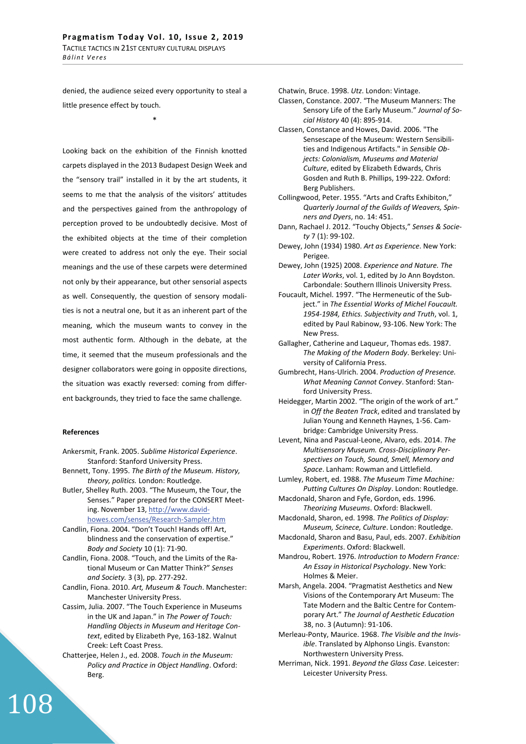denied, the audience seized every opportunity to steal a little presence effect by touch.

*

Looking back on the exhibition of the Finnish knotted carpets displayed in the 2013 Budapest Design Week and the "sensory trail" installed in it by the art students, it seems to me that the analysis of the visitors' attitudes and the perspectives gained from the anthropology of perception proved to be undoubtedly decisive. Most of the exhibited objects at the time of their completion were created to address not only the eye. Their social meanings and the use of these carpets were determined not only by their appearance, but other sensorial aspects as well. Consequently, the question of sensory modalities is not a neutral one, but it as an inherent part of the meaning, which the museum wants to convey in the most authentic form. Although in the debate, at the time, it seemed that the museum professionals and the designer collaborators were going in opposite directions, the situation was exactly reversed: coming from different backgrounds, they tried to face the same challenge.

#### References

Ankersmit, Frank. 2005. *Sublime Historical Experience*. Stanford: Stanford University Press.

Bennett, Tony. 1995. *The Birth of the Museum. History, theory, politics.* London: Routledge.

Butler, Shelley Ruth. 2003. "The Museum, the Tour, the Senses." Paper prepared for the CONSERT Meeting. November 13, http://www.david-howes.com/senses/Research-Sampler.htm

Candlin, Fiona. 2004. "Don't Touch! Hands off! Art, blindness and the conservation of expertise." *Body and Society* 10 (1): 71-90.

Candlin, Fiona. 2008. "Touch, and the Limits of the Rational Museum or Can Matter Think?" *Senses and Society.* 3 (3), pp. 277-292.

Candlin, Fiona. 2010. *Art, Museum & Touch*. Manchester: Manchester University Press.

Cassim, Julia. 2007. "The Touch Experience in Museums in the UK and Japan." in *The Power of Touch: Handling Objects in Museum and Heritage Context*, edited by Elizabeth Pye, 163-182. Walnut Creek: Left Coast Press.

Chatterjee, Helen J., ed. 2008. *Touch in the Museum: Policy and Practice in Object Handling*. Oxford: Berg.

Chatwin, Bruce. 1998. *Utz*. London: Vintage.

Classen, Constance. 2007. "The Museum Manners: The Sensory Life of the Early Museum." *Journal of Social History* 40 (4): 895-914.

Classen, Constance and Howes, David. 2006. "The Sensescape of the Museum: Western Sensibilities and Indigenous Artifacts." in *Sensible Objects: Colonialism, Museums and Material Culture*, edited by Elizabeth Edwards, Chris Gosden and Ruth B. Phillips, 199-222. Oxford: Berg Publishers.

Collingwood, Peter. 1955. "Arts and Crafts Exhibiton," *Quarterly Journal of the Guilds of Weavers, Spinners and Dyers*, no. 14: 451.

Dann, Rachael J. 2012. "Touchy Objects," *Senses & Society* 7 (1): 99-102.

Dewey, John (1934) 1980. *Art as Experience*. New York: Perigee.

Dewey, John (1925) 2008. *Experience and Nature. The Later Works*, vol. 1, edited by Jo Ann Boydston. Carbondale: Southern Illinois University Press.

Foucault, Michel. 1997. "The Hermeneutic of the Subject." in *The Essential Works of Michel Foucault. 1954-1984, Ethics. Subjectivity and Truth*, vol. 1, edited by Paul Rabinow, 93-106. New York: The New Press.

Gallagher, Catherine and Laqueur, Thomas eds. 1987. *The Making of the Modern Body*. Berkeley: University of California Press.

Gumbrecht, Hans-Ulrich. 2004. *Production of Presence. What Meaning Cannot Convey*. Stanford: Stanford University Press.

Heidegger, Martin 2002. "The origin of the work of art." in *Off the Beaten Track*, edited and translated by Julian Young and Kenneth Haynes, 1-56. Cambridge: Cambridge University Press.

Levent, Nina and Pascual-Leone, Alvaro, eds. 2014. *The Multisensory Museum. Cross-Disciplinary Perspectives on Touch, Sound, Smell, Memory and Space*. Lanham: Rowman and Littlefield.

Lumley, Robert, ed. 1988. *The Museum Time Machine: Putting Cultures On Display*. London: Routledge.

Macdonald, Sharon and Fyfe, Gordon, eds. 1996. *Theorizing Museums*. Oxford: Blackwell.

Macdonald, Sharon, ed. 1998. *The Politics of Display: Museum, Scinece, Culture*. London: Routledge.

Macdonald, Sharon and Basu, Paul, eds. 2007. *Exhibition Experiments*. Oxford: Blackwell.

Mandrou, Robert. 1976. *Introduction to Modern France: An Essay in Historical Psychology*. New York: Holmes & Meier.

Marsh, Angela. 2004. "Pragmatist Aesthetics and New Visions of the Contemporary Art Museum: The Tate Modern and the Baltic Centre for Contemporary Art." *The Journal of Aesthetic Education* 38, no. 3 (Autumn): 91-106.

Merleau-Ponty, Maurice. 1968. *The Visible and the Invisible*. Translated by Alphonso Lingis. Evanston: Northwestern University Press.

Merriman, Nick. 1991. *Beyond the Glass Case*. Leicester: Leicester University Press.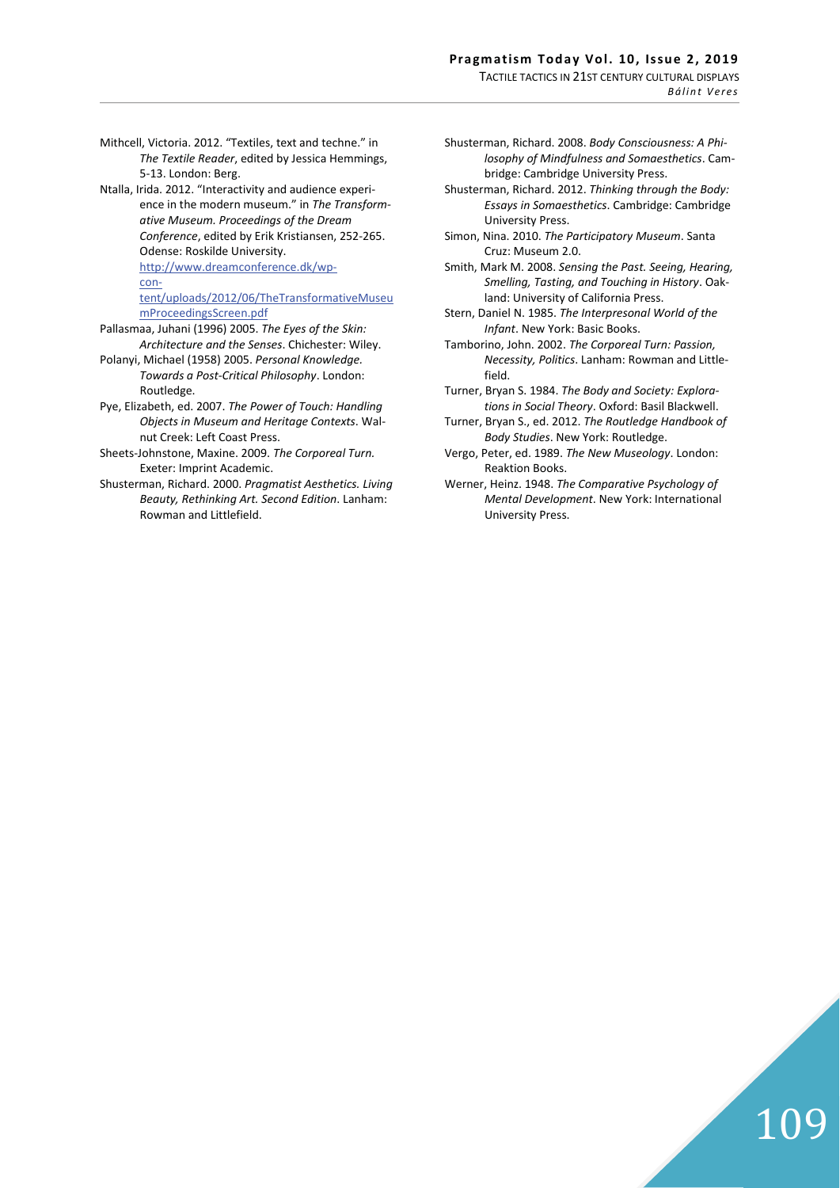Mithcell, Victoria. 2012. "Textiles, text and techne." in *The Textile Reader*, edited by Jessica Hemmings, 5-13. London: Berg.

Ntalla, Irida. 2012. "Interactivity and audience experience in the modern museum." in *The Transformative Museum. Proceedings of the Dream Conference*, edited by Erik Kristiansen, 252-265. Odense: Roskilde University. http://www.dreamconference.dk/wp-content/uploads/2012/06/TheTransformativeMuseumProceedingsScreen.pdf

Pallasmaa, Juhani (1996) 2005. *The Eyes of the Skin: Architecture and the Senses*. Chichester: Wiley.

Polanyi, Michael (1958) 2005. *Personal Knowledge. Towards a Post-Critical Philosophy*. London: Routledge.

Pye, Elizabeth, ed. 2007. *The Power of Touch: Handling Objects in Museum and Heritage Contexts*. Walnut Creek: Left Coast Press.

Sheets-Johnstone, Maxine. 2009. *The Corporeal Turn.* Exeter: Imprint Academic.

Shusterman, Richard. 2000. *Pragmatist Aesthetics. Living Beauty, Rethinking Art. Second Edition*. Lanham: Rowman and Littlefield.

Shusterman, Richard. 2008. *Body Consciousness: A Philosophy of Mindfulness and Somaesthetics*. Cambridge: Cambridge University Press.

Shusterman, Richard. 2012. *Thinking through the Body: Essays in Somaesthetics*. Cambridge: Cambridge University Press.

Simon, Nina. 2010. *The Participatory Museum*. Santa Cruz: Museum 2.0.

Smith, Mark M. 2008. *Sensing the Past. Seeing, Hearing, Smelling, Tasting, and Touching in History*. Oakland: University of California Press.

Stern, Daniel N. 1985. *The Interpresonal World of the Infant*. New York: Basic Books.

Tamborino, John. 2002. *The Corporeal Turn: Passion, Necessity, Politics*. Lanham: Rowman and Littlefield.

Turner, Bryan S. 1984. *The Body and Society: Explorations in Social Theory*. Oxford: Basil Blackwell.

Turner, Bryan S., ed. 2012. *The Routledge Handbook of Body Studies*. New York: Routledge.

Vergo, Peter, ed. 1989. *The New Museology*. London: Reaktion Books.

Werner, Heinz. 1948. *The Comparative Psychology of Mental Development*. New York: International University Press.